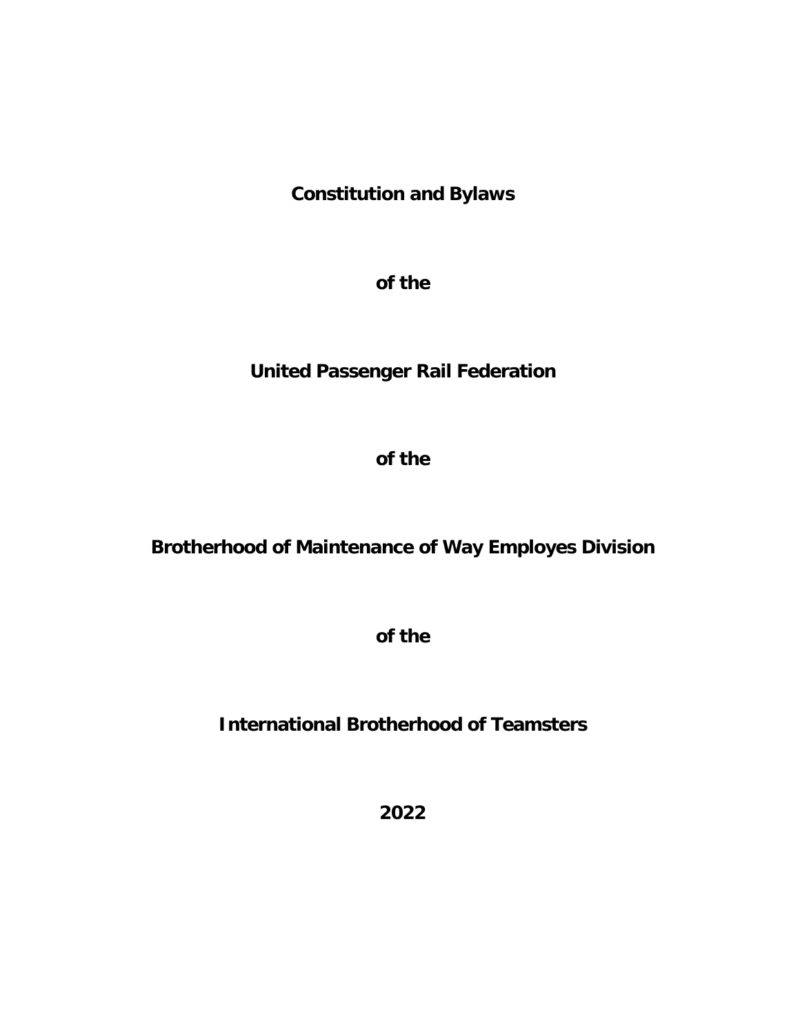# Constitution and Bylaws

**of the**

**United Passenger Rail Federation**

**of the**

**Brotherhood of Maintenance of Way Employes Division**

**of the**

**International Brotherhood of Teamsters**

**2022**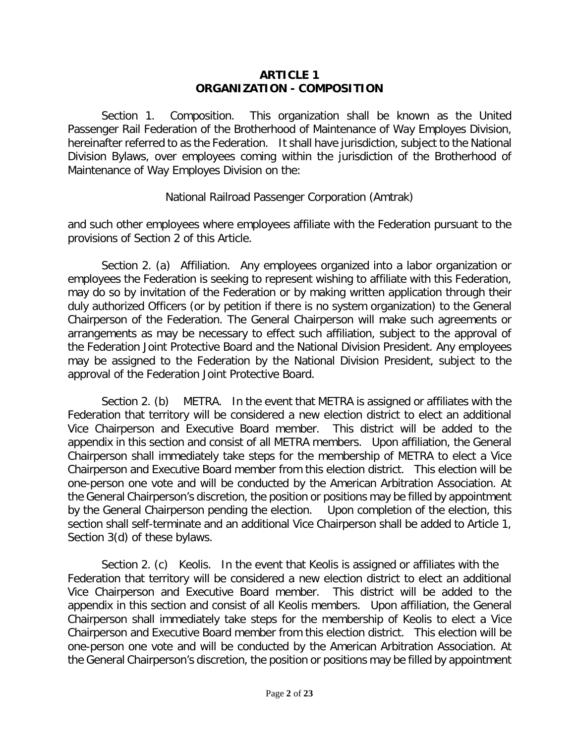# ARTICLE 1
# ORGANIZATION - COMPOSITION

Section 1. Composition. This organization shall be known as the United Passenger Rail Federation of the Brotherhood of Maintenance of Way Employes Division, hereinafter referred to as the Federation. It shall have jurisdiction, subject to the National Division Bylaws, over employees coming within the jurisdiction of the Brotherhood of Maintenance of Way Employes Division on the:

National Railroad Passenger Corporation (Amtrak)

and such other employees where employees affiliate with the Federation pursuant to the provisions of Section 2 of this Article.

Section 2. (a) Affiliation. Any employees organized into a labor organization or employees the Federation is seeking to represent wishing to affiliate with this Federation, may do so by invitation of the Federation or by making written application through their duly authorized Officers (or by petition if there is no system organization) to the General Chairperson of the Federation. The General Chairperson will make such agreements or arrangements as may be necessary to effect such affiliation, subject to the approval of the Federation Joint Protective Board and the National Division President. Any employees may be assigned to the Federation by the National Division President, subject to the approval of the Federation Joint Protective Board.

Section 2. (b) METRA. In the event that METRA is assigned or affiliates with the Federation that territory will be considered a new election district to elect an additional Vice Chairperson and Executive Board member. This district will be added to the appendix in this section and consist of all METRA members. Upon affiliation, the General Chairperson shall immediately take steps for the membership of METRA to elect a Vice Chairperson and Executive Board member from this election district. This election will be one-person one vote and will be conducted by the American Arbitration Association. At the General Chairperson's discretion, the position or positions may be filled by appointment by the General Chairperson pending the election. Upon completion of the election, this section shall self-terminate and an additional Vice Chairperson shall be added to Article 1, Section 3(d) of these bylaws.

Section 2. (c) Keolis. In the event that Keolis is assigned or affiliates with the Federation that territory will be considered a new election district to elect an additional Vice Chairperson and Executive Board member. This district will be added to the appendix in this section and consist of all Keolis members. Upon affiliation, the General Chairperson shall immediately take steps for the membership of Keolis to elect a Vice Chairperson and Executive Board member from this election district. This election will be one-person one vote and will be conducted by the American Arbitration Association. At the General Chairperson's discretion, the position or positions may be filled by appointment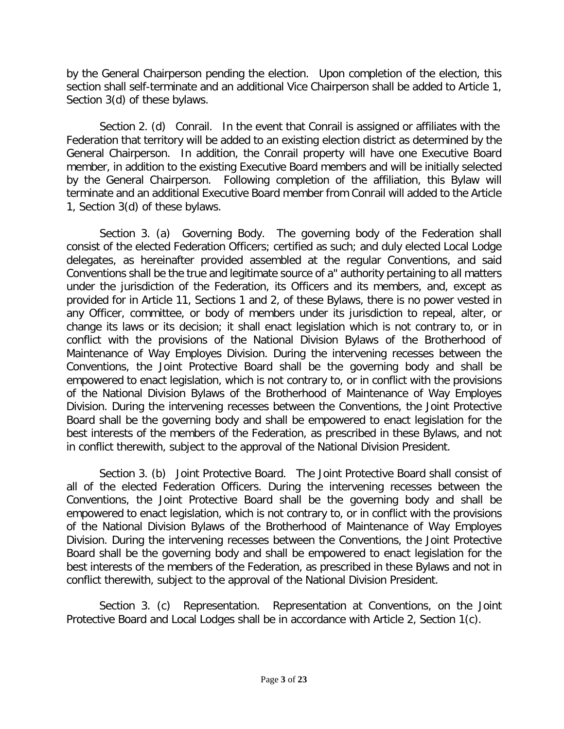by the General Chairperson pending the election. Upon completion of the election, this section shall self-terminate and an additional Vice Chairperson shall be added to Article 1, Section 3(d) of these bylaws.

Section 2. (d) Conrail. In the event that Conrail is assigned or affiliates with the Federation that territory will be added to an existing election district as determined by the General Chairperson. In addition, the Conrail property will have one Executive Board member, in addition to the existing Executive Board members and will be initially selected by the General Chairperson. Following completion of the affiliation, this Bylaw will terminate and an additional Executive Board member from Conrail will added to the Article 1, Section 3(d) of these bylaws.

Section 3. (a) Governing Body. The governing body of the Federation shall consist of the elected Federation Officers; certified as such; and duly elected Local Lodge delegates, as hereinafter provided assembled at the regular Conventions, and said Conventions shall be the true and legitimate source of a" authority pertaining to all matters under the jurisdiction of the Federation, its Officers and its members, and, except as provided for in Article 11, Sections 1 and 2, of these Bylaws, there is no power vested in any Officer, committee, or body of members under its jurisdiction to repeal, alter, or change its laws or its decision; it shall enact legislation which is not contrary to, or in conflict with the provisions of the National Division Bylaws of the Brotherhood of Maintenance of Way Employes Division. During the intervening recesses between the Conventions, the Joint Protective Board shall be the governing body and shall be empowered to enact legislation, which is not contrary to, or in conflict with the provisions of the National Division Bylaws of the Brotherhood of Maintenance of Way Employes Division. During the intervening recesses between the Conventions, the Joint Protective Board shall be the governing body and shall be empowered to enact legislation for the best interests of the members of the Federation, as prescribed in these Bylaws, and not in conflict therewith, subject to the approval of the National Division President.

Section 3. (b) Joint Protective Board. The Joint Protective Board shall consist of all of the elected Federation Officers. During the intervening recesses between the Conventions, the Joint Protective Board shall be the governing body and shall be empowered to enact legislation, which is not contrary to, or in conflict with the provisions of the National Division Bylaws of the Brotherhood of Maintenance of Way Employes Division. During the intervening recesses between the Conventions, the Joint Protective Board shall be the governing body and shall be empowered to enact legislation for the best interests of the members of the Federation, as prescribed in these Bylaws and not in conflict therewith, subject to the approval of the National Division President.

Section 3. (c) Representation. Representation at Conventions, on the Joint Protective Board and Local Lodges shall be in accordance with Article 2, Section 1(c).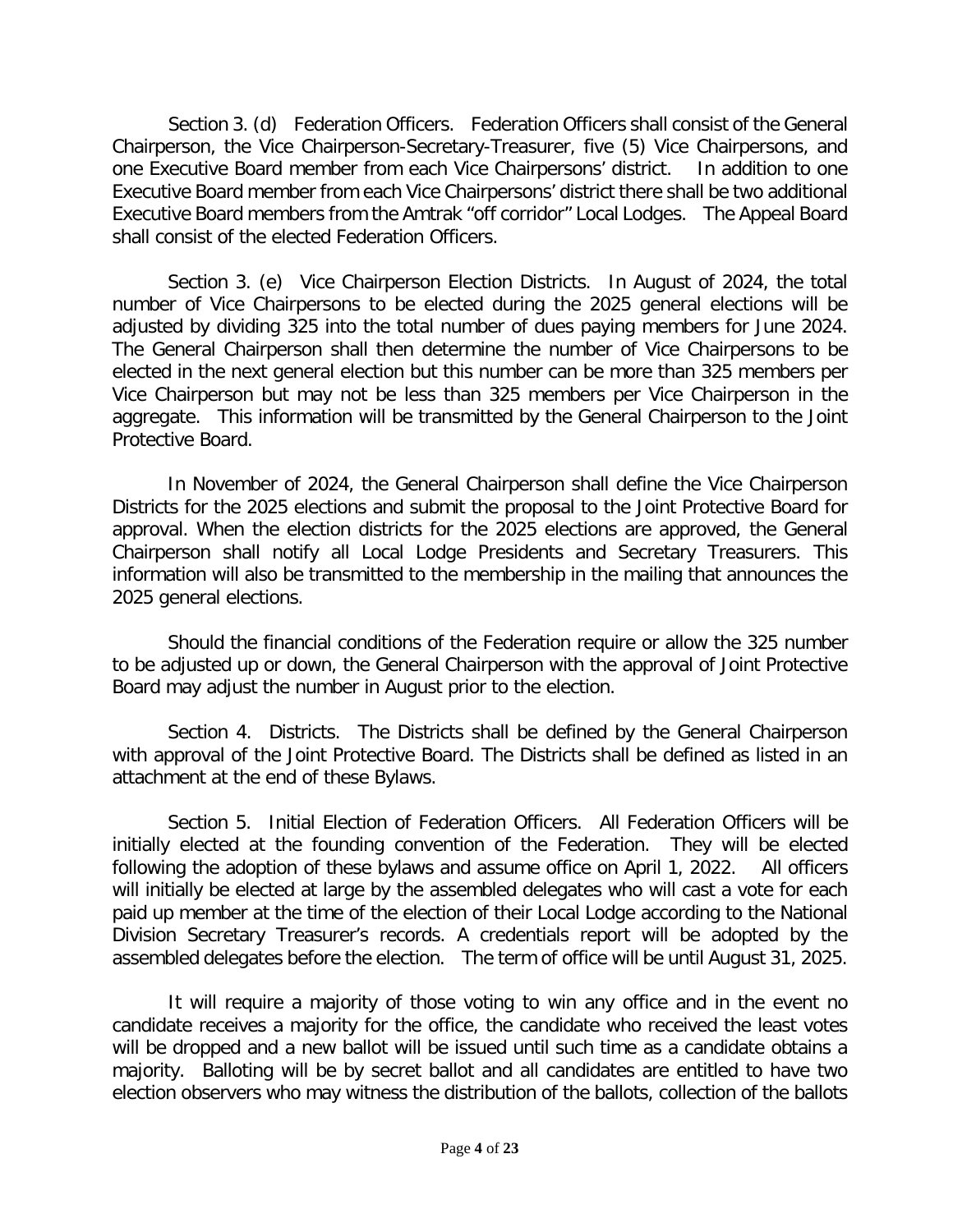Section 3. (d) Federation Officers. Federation Officers shall consist of the General Chairperson, the Vice Chairperson-Secretary-Treasurer, five (5) Vice Chairpersons, and one Executive Board member from each Vice Chairpersons' district. In addition to one Executive Board member from each Vice Chairpersons' district there shall be two additional Executive Board members from the Amtrak "off corridor" Local Lodges. The Appeal Board shall consist of the elected Federation Officers.

Section 3. (e) Vice Chairperson Election Districts. In August of 2024, the total number of Vice Chairpersons to be elected during the 2025 general elections will be adjusted by dividing 325 into the total number of dues paying members for June 2024. The General Chairperson shall then determine the number of Vice Chairpersons to be elected in the next general election but this number can be more than 325 members per Vice Chairperson but may not be less than 325 members per Vice Chairperson in the aggregate. This information will be transmitted by the General Chairperson to the Joint Protective Board.

In November of 2024, the General Chairperson shall define the Vice Chairperson Districts for the 2025 elections and submit the proposal to the Joint Protective Board for approval. When the election districts for the 2025 elections are approved, the General Chairperson shall notify all Local Lodge Presidents and Secretary Treasurers. This information will also be transmitted to the membership in the mailing that announces the 2025 general elections.

Should the financial conditions of the Federation require or allow the 325 number to be adjusted up or down, the General Chairperson with the approval of Joint Protective Board may adjust the number in August prior to the election.

Section 4. Districts. The Districts shall be defined by the General Chairperson with approval of the Joint Protective Board. The Districts shall be defined as listed in an attachment at the end of these Bylaws.

Section 5. Initial Election of Federation Officers. All Federation Officers will be initially elected at the founding convention of the Federation. They will be elected following the adoption of these bylaws and assume office on April 1, 2022. All officers will initially be elected at large by the assembled delegates who will cast a vote for each paid up member at the time of the election of their Local Lodge according to the National Division Secretary Treasurer's records. A credentials report will be adopted by the assembled delegates before the election. The term of office will be until August 31, 2025.

It will require a majority of those voting to win any office and in the event no candidate receives a majority for the office, the candidate who received the least votes will be dropped and a new ballot will be issued until such time as a candidate obtains a majority. Balloting will be by secret ballot and all candidates are entitled to have two election observers who may witness the distribution of the ballots, collection of the ballots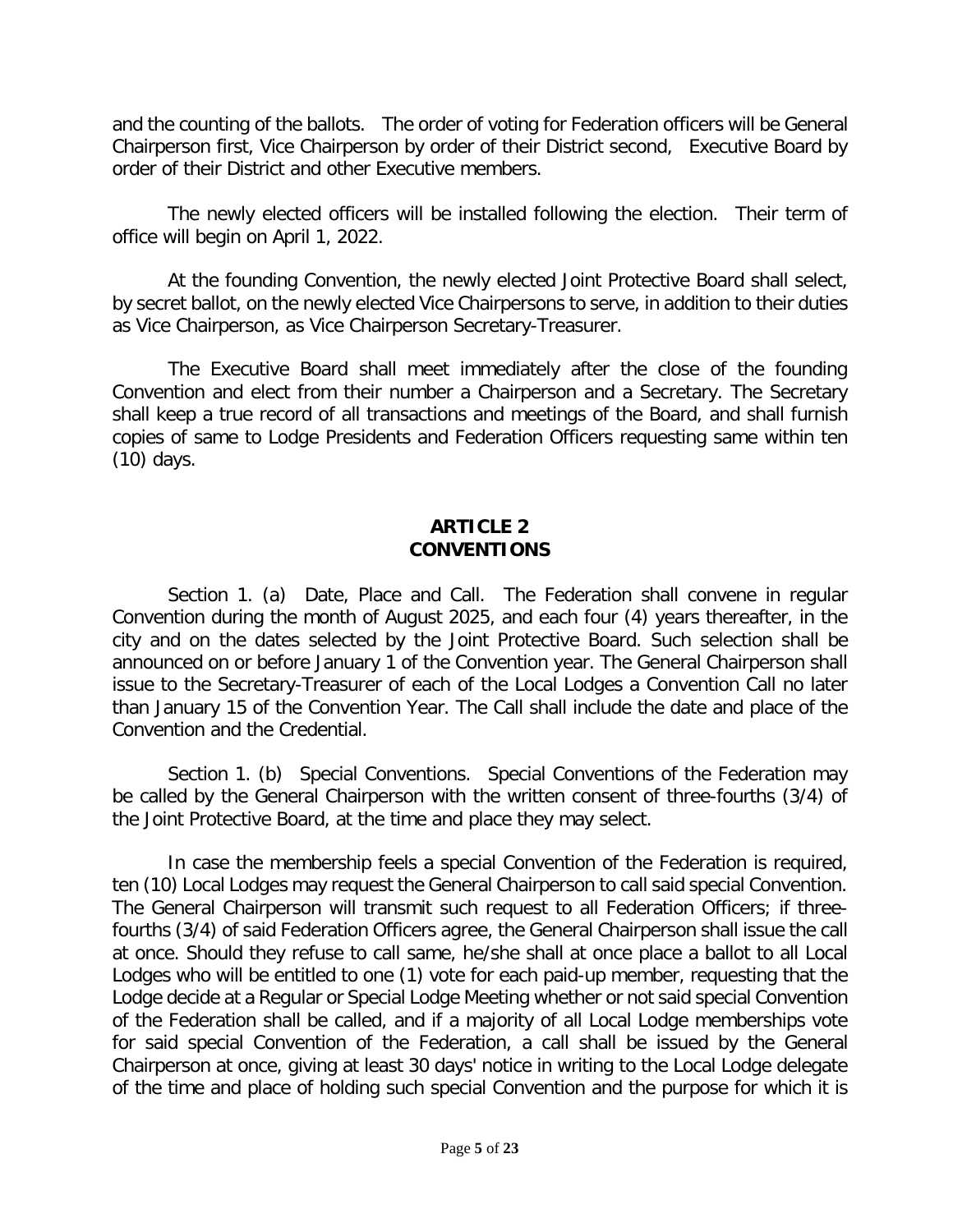and the counting of the ballots. The order of voting for Federation officers will be General Chairperson first, Vice Chairperson by order of their District second, Executive Board by order of their District and other Executive members.

The newly elected officers will be installed following the election. Their term of office will begin on April 1, 2022.

At the founding Convention, the newly elected Joint Protective Board shall select, by secret ballot, on the newly elected Vice Chairpersons to serve, in addition to their duties as Vice Chairperson, as Vice Chairperson Secretary-Treasurer.

The Executive Board shall meet immediately after the close of the founding Convention and elect from their number a Chairperson and a Secretary. The Secretary shall keep a true record of all transactions and meetings of the Board, and shall furnish copies of same to Lodge Presidents and Federation Officers requesting same within ten (10) days.

## ARTICLE 2
## CONVENTIONS

Section 1. (a) Date, Place and Call. The Federation shall convene in regular Convention during the month of August 2025, and each four (4) years thereafter, in the city and on the dates selected by the Joint Protective Board. Such selection shall be announced on or before January 1 of the Convention year. The General Chairperson shall issue to the Secretary-Treasurer of each of the Local Lodges a Convention Call no later than January 15 of the Convention Year. The Call shall include the date and place of the Convention and the Credential.

Section 1. (b) Special Conventions. Special Conventions of the Federation may be called by the General Chairperson with the written consent of three-fourths (3/4) of the Joint Protective Board, at the time and place they may select.

In case the membership feels a special Convention of the Federation is required, ten (10) Local Lodges may request the General Chairperson to call said special Convention. The General Chairperson will transmit such request to all Federation Officers; if three-fourths (3/4) of said Federation Officers agree, the General Chairperson shall issue the call at once. Should they refuse to call same, he/she shall at once place a ballot to all Local Lodges who will be entitled to one (1) vote for each paid-up member, requesting that the Lodge decide at a Regular or Special Lodge Meeting whether or not said special Convention of the Federation shall be called, and if a majority of all Local Lodge memberships vote for said special Convention of the Federation, a call shall be issued by the General Chairperson at once, giving at least 30 days' notice in writing to the Local Lodge delegate of the time and place of holding such special Convention and the purpose for which it is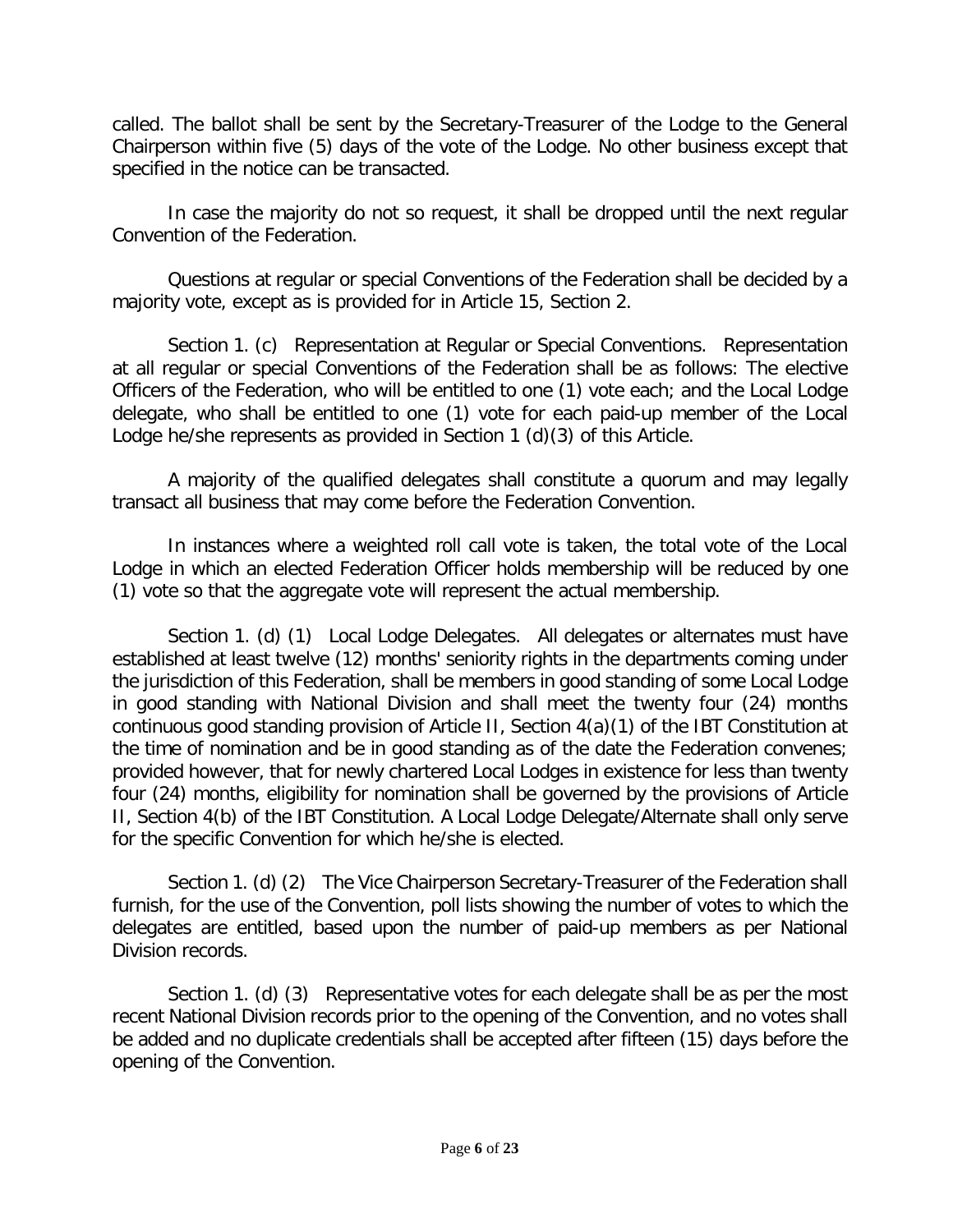called. The ballot shall be sent by the Secretary-Treasurer of the Lodge to the General Chairperson within five (5) days of the vote of the Lodge. No other business except that specified in the notice can be transacted.

In case the majority do not so request, it shall be dropped until the next regular Convention of the Federation.

Questions at regular or special Conventions of the Federation shall be decided by a majority vote, except as is provided for in Article 15, Section 2.

Section 1. (c) Representation at Regular or Special Conventions. Representation at all regular or special Conventions of the Federation shall be as follows: The elective Officers of the Federation, who will be entitled to one (1) vote each; and the Local Lodge delegate, who shall be entitled to one (1) vote for each paid-up member of the Local Lodge he/she represents as provided in Section 1 (d)(3) of this Article.

A majority of the qualified delegates shall constitute a quorum and may legally transact all business that may come before the Federation Convention.

In instances where a weighted roll call vote is taken, the total vote of the Local Lodge in which an elected Federation Officer holds membership will be reduced by one (1) vote so that the aggregate vote will represent the actual membership.

Section 1. (d) (1) Local Lodge Delegates. All delegates or alternates must have established at least twelve (12) months' seniority rights in the departments coming under the jurisdiction of this Federation, shall be members in good standing of some Local Lodge in good standing with National Division and shall meet the twenty four (24) months continuous good standing provision of Article II, Section 4(a)(1) of the IBT Constitution at the time of nomination and be in good standing as of the date the Federation convenes; provided however, that for newly chartered Local Lodges in existence for less than twenty four (24) months, eligibility for nomination shall be governed by the provisions of Article II, Section 4(b) of the IBT Constitution. A Local Lodge Delegate/Alternate shall only serve for the specific Convention for which he/she is elected.

Section 1. (d) (2) The Vice Chairperson Secretary-Treasurer of the Federation shall furnish, for the use of the Convention, poll lists showing the number of votes to which the delegates are entitled, based upon the number of paid-up members as per National Division records.

Section 1. (d) (3) Representative votes for each delegate shall be as per the most recent National Division records prior to the opening of the Convention, and no votes shall be added and no duplicate credentials shall be accepted after fifteen (15) days before the opening of the Convention.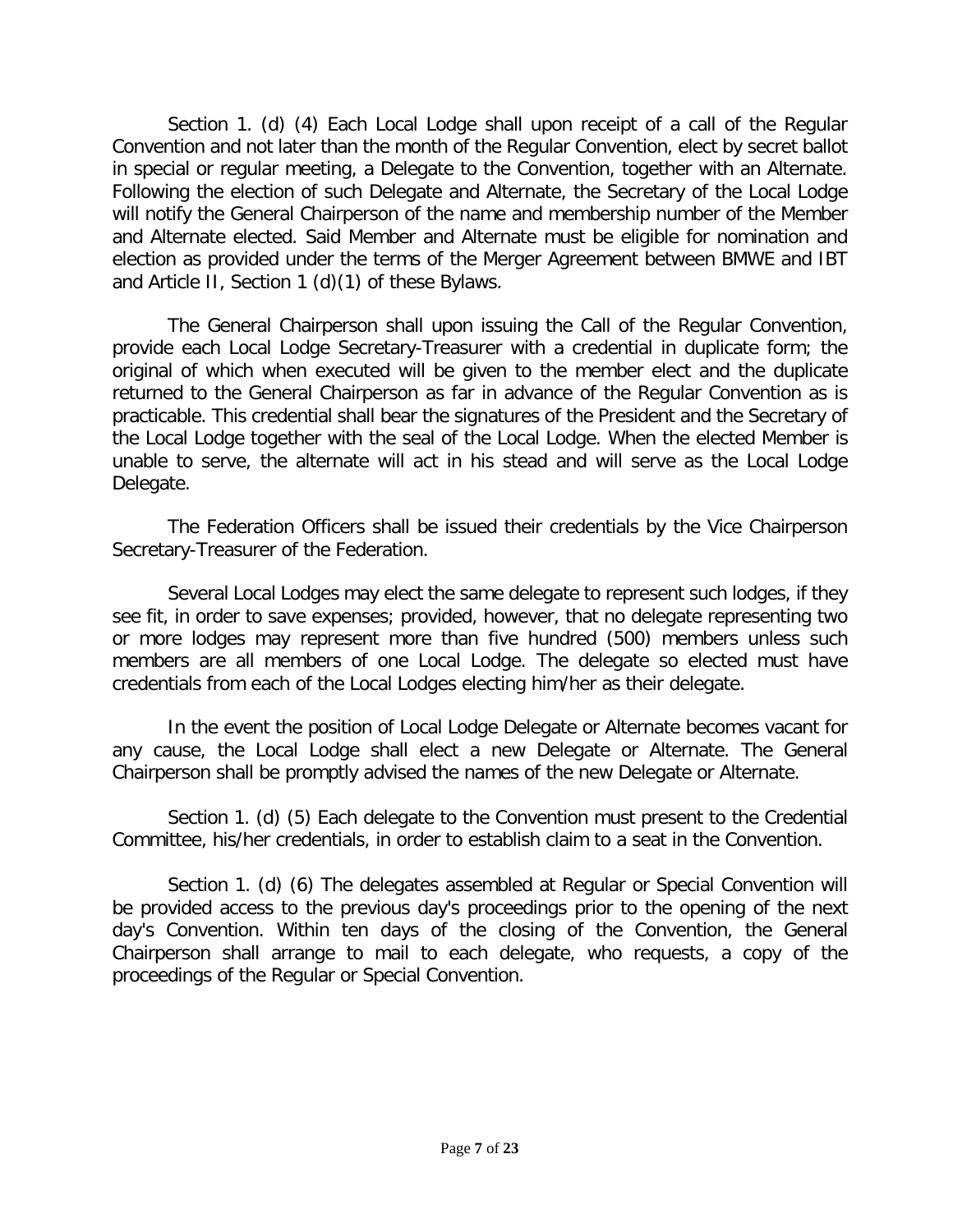Section 1. (d) (4) Each Local Lodge shall upon receipt of a call of the Regular Convention and not later than the month of the Regular Convention, elect by secret ballot in special or regular meeting, a Delegate to the Convention, together with an Alternate. Following the election of such Delegate and Alternate, the Secretary of the Local Lodge will notify the General Chairperson of the name and membership number of the Member and Alternate elected. Said Member and Alternate must be eligible for nomination and election as provided under the terms of the Merger Agreement between BMWE and IBT and Article II, Section 1 (d)(1) of these Bylaws.

The General Chairperson shall upon issuing the Call of the Regular Convention, provide each Local Lodge Secretary-Treasurer with a credential in duplicate form; the original of which when executed will be given to the member elect and the duplicate returned to the General Chairperson as far in advance of the Regular Convention as is practicable. This credential shall bear the signatures of the President and the Secretary of the Local Lodge together with the seal of the Local Lodge. When the elected Member is unable to serve, the alternate will act in his stead and will serve as the Local Lodge Delegate.

The Federation Officers shall be issued their credentials by the Vice Chairperson Secretary-Treasurer of the Federation.

Several Local Lodges may elect the same delegate to represent such lodges, if they see fit, in order to save expenses; provided, however, that no delegate representing two or more lodges may represent more than five hundred (500) members unless such members are all members of one Local Lodge. The delegate so elected must have credentials from each of the Local Lodges electing him/her as their delegate.

In the event the position of Local Lodge Delegate or Alternate becomes vacant for any cause, the Local Lodge shall elect a new Delegate or Alternate. The General Chairperson shall be promptly advised the names of the new Delegate or Alternate.

Section 1. (d) (5) Each delegate to the Convention must present to the Credential Committee, his/her credentials, in order to establish claim to a seat in the Convention.

Section 1. (d) (6) The delegates assembled at Regular or Special Convention will be provided access to the previous day's proceedings prior to the opening of the next day's Convention. Within ten days of the closing of the Convention, the General Chairperson shall arrange to mail to each delegate, who requests, a copy of the proceedings of the Regular or Special Convention.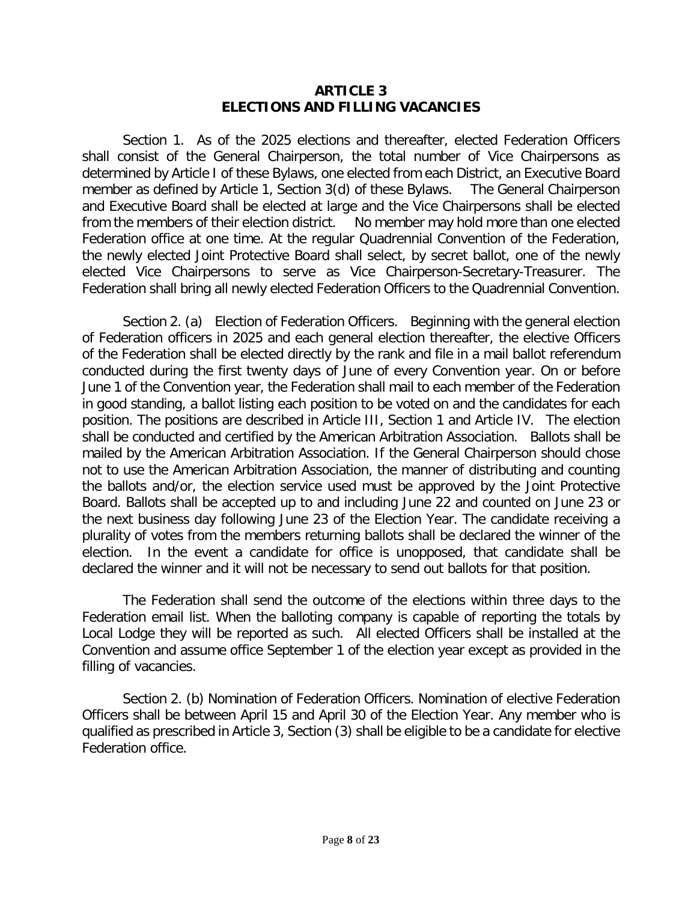# ARTICLE 3
# ELECTIONS AND FILLING VACANCIES

Section 1. As of the 2025 elections and thereafter, elected Federation Officers shall consist of the General Chairperson, the total number of Vice Chairpersons as determined by Article I of these Bylaws, one elected from each District, an Executive Board member as defined by Article 1, Section 3(d) of these Bylaws. The General Chairperson and Executive Board shall be elected at large and the Vice Chairpersons shall be elected from the members of their election district. No member may hold more than one elected Federation office at one time. At the regular Quadrennial Convention of the Federation, the newly elected Joint Protective Board shall select, by secret ballot, one of the newly elected Vice Chairpersons to serve as Vice Chairperson-Secretary-Treasurer. The Federation shall bring all newly elected Federation Officers to the Quadrennial Convention.

Section 2. (a) Election of Federation Officers. Beginning with the general election of Federation officers in 2025 and each general election thereafter, the elective Officers of the Federation shall be elected directly by the rank and file in a mail ballot referendum conducted during the first twenty days of June of every Convention year. On or before June 1 of the Convention year, the Federation shall mail to each member of the Federation in good standing, a ballot listing each position to be voted on and the candidates for each position. The positions are described in Article III, Section 1 and Article IV. The election shall be conducted and certified by the American Arbitration Association. Ballots shall be mailed by the American Arbitration Association. If the General Chairperson should chose not to use the American Arbitration Association, the manner of distributing and counting the ballots and/or, the election service used must be approved by the Joint Protective Board. Ballots shall be accepted up to and including June 22 and counted on June 23 or the next business day following June 23 of the Election Year. The candidate receiving a plurality of votes from the members returning ballots shall be declared the winner of the election. In the event a candidate for office is unopposed, that candidate shall be declared the winner and it will not be necessary to send out ballots for that position.

The Federation shall send the outcome of the elections within three days to the Federation email list. When the balloting company is capable of reporting the totals by Local Lodge they will be reported as such. All elected Officers shall be installed at the Convention and assume office September 1 of the election year except as provided in the filling of vacancies.

Section 2. (b) Nomination of Federation Officers. Nomination of elective Federation Officers shall be between April 15 and April 30 of the Election Year. Any member who is qualified as prescribed in Article 3, Section (3) shall be eligible to be a candidate for elective Federation office.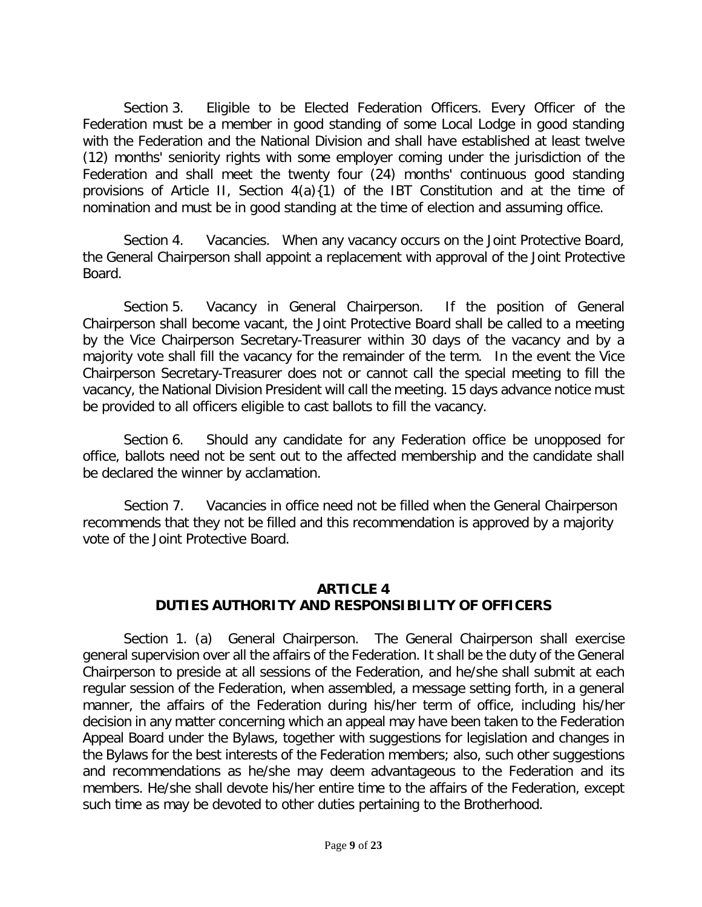Section 3. Eligible to be Elected Federation Officers. Every Officer of the Federation must be a member in good standing of some Local Lodge in good standing with the Federation and the National Division and shall have established at least twelve (12) months' seniority rights with some employer coming under the jurisdiction of the Federation and shall meet the twenty four (24) months' continuous good standing provisions of Article II, Section 4(a){1) of the IBT Constitution and at the time of nomination and must be in good standing at the time of election and assuming office.

Section 4. Vacancies. When any vacancy occurs on the Joint Protective Board, the General Chairperson shall appoint a replacement with approval of the Joint Protective Board.

Section 5. Vacancy in General Chairperson. If the position of General Chairperson shall become vacant, the Joint Protective Board shall be called to a meeting by the Vice Chairperson Secretary-Treasurer within 30 days of the vacancy and by a majority vote shall fill the vacancy for the remainder of the term. In the event the Vice Chairperson Secretary-Treasurer does not or cannot call the special meeting to fill the vacancy, the National Division President will call the meeting. 15 days advance notice must be provided to all officers eligible to cast ballots to fill the vacancy.

Section 6. Should any candidate for any Federation office be unopposed for office, ballots need not be sent out to the affected membership and the candidate shall be declared the winner by acclamation.

Section 7. Vacancies in office need not be filled when the General Chairperson recommends that they not be filled and this recommendation is approved by a majority vote of the Joint Protective Board.

## ARTICLE 4
## DUTIES AUTHORITY AND RESPONSIBILITY OF OFFICERS

Section 1. (a) General Chairperson. The General Chairperson shall exercise general supervision over all the affairs of the Federation. It shall be the duty of the General Chairperson to preside at all sessions of the Federation, and he/she shall submit at each regular session of the Federation, when assembled, a message setting forth, in a general manner, the affairs of the Federation during his/her term of office, including his/her decision in any matter concerning which an appeal may have been taken to the Federation Appeal Board under the Bylaws, together with suggestions for legislation and changes in the Bylaws for the best interests of the Federation members; also, such other suggestions and recommendations as he/she may deem advantageous to the Federation and its members. He/she shall devote his/her entire time to the affairs of the Federation, except such time as may be devoted to other duties pertaining to the Brotherhood.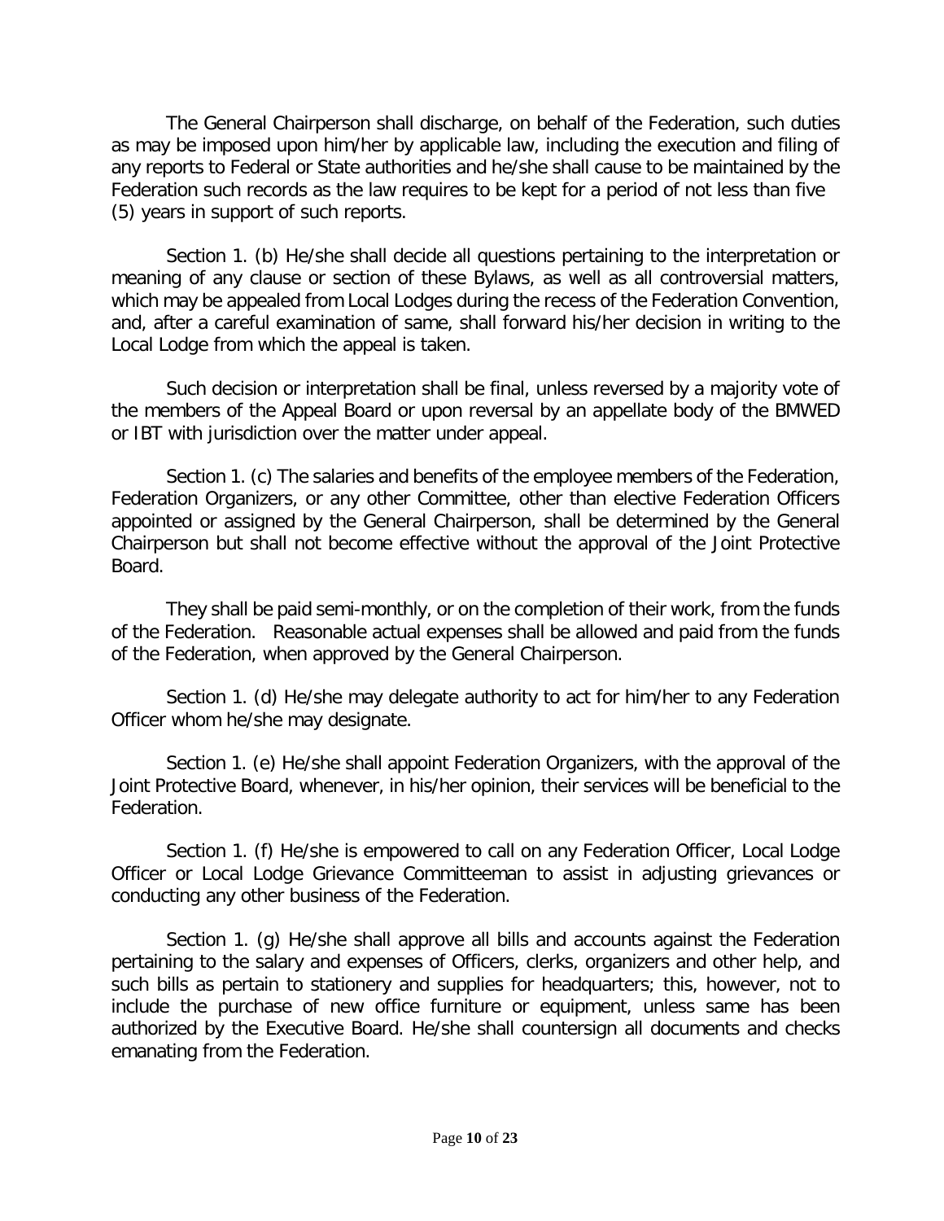The General Chairperson shall discharge, on behalf of the Federation, such duties as may be imposed upon him/her by applicable law, including the execution and filing of any reports to Federal or State authorities and he/she shall cause to be maintained by the Federation such records as the law requires to be kept for a period of not less than five (5) years in support of such reports.

Section 1. (b) He/she shall decide all questions pertaining to the interpretation or meaning of any clause or section of these Bylaws, as well as all controversial matters, which may be appealed from Local Lodges during the recess of the Federation Convention, and, after a careful examination of same, shall forward his/her decision in writing to the Local Lodge from which the appeal is taken.

Such decision or interpretation shall be final, unless reversed by a majority vote of the members of the Appeal Board or upon reversal by an appellate body of the BMWED or IBT with jurisdiction over the matter under appeal.

Section 1. (c) The salaries and benefits of the employee members of the Federation, Federation Organizers, or any other Committee, other than elective Federation Officers appointed or assigned by the General Chairperson, shall be determined by the General Chairperson but shall not become effective without the approval of the Joint Protective Board.

They shall be paid semi-monthly, or on the completion of their work, from the funds of the Federation. Reasonable actual expenses shall be allowed and paid from the funds of the Federation, when approved by the General Chairperson.

Section 1. (d) He/she may delegate authority to act for him/her to any Federation Officer whom he/she may designate.

Section 1. (e) He/she shall appoint Federation Organizers, with the approval of the Joint Protective Board, whenever, in his/her opinion, their services will be beneficial to the Federation.

Section 1. (f) He/she is empowered to call on any Federation Officer, Local Lodge Officer or Local Lodge Grievance Committeeman to assist in adjusting grievances or conducting any other business of the Federation.

Section 1. (g) He/she shall approve all bills and accounts against the Federation pertaining to the salary and expenses of Officers, clerks, organizers and other help, and such bills as pertain to stationery and supplies for headquarters; this, however, not to include the purchase of new office furniture or equipment, unless same has been authorized by the Executive Board. He/she shall countersign all documents and checks emanating from the Federation.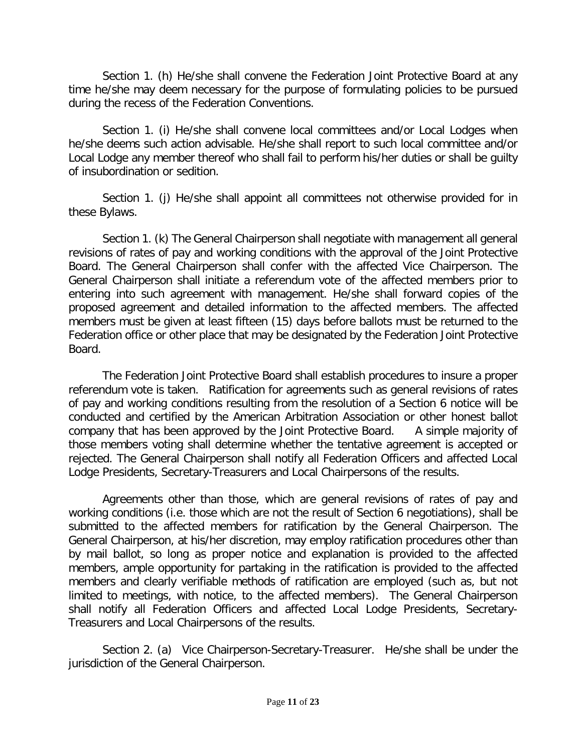Section 1. (h) He/she shall convene the Federation Joint Protective Board at any time he/she may deem necessary for the purpose of formulating policies to be pursued during the recess of the Federation Conventions.

Section 1. (i) He/she shall convene local committees and/or Local Lodges when he/she deems such action advisable. He/she shall report to such local committee and/or Local Lodge any member thereof who shall fail to perform his/her duties or shall be guilty of insubordination or sedition.

Section 1. (j) He/she shall appoint all committees not otherwise provided for in these Bylaws.

Section 1. (k) The General Chairperson shall negotiate with management all general revisions of rates of pay and working conditions with the approval of the Joint Protective Board. The General Chairperson shall confer with the affected Vice Chairperson. The General Chairperson shall initiate a referendum vote of the affected members prior to entering into such agreement with management. He/she shall forward copies of the proposed agreement and detailed information to the affected members. The affected members must be given at least fifteen (15) days before ballots must be returned to the Federation office or other place that may be designated by the Federation Joint Protective Board.

The Federation Joint Protective Board shall establish procedures to insure a proper referendum vote is taken. Ratification for agreements such as general revisions of rates of pay and working conditions resulting from the resolution of a Section 6 notice will be conducted and certified by the American Arbitration Association or other honest ballot company that has been approved by the Joint Protective Board. A simple majority of those members voting shall determine whether the tentative agreement is accepted or rejected. The General Chairperson shall notify all Federation Officers and affected Local Lodge Presidents, Secretary-Treasurers and Local Chairpersons of the results.

Agreements other than those, which are general revisions of rates of pay and working conditions (i.e. those which are not the result of Section 6 negotiations), shall be submitted to the affected members for ratification by the General Chairperson. The General Chairperson, at his/her discretion, may employ ratification procedures other than by mail ballot, so long as proper notice and explanation is provided to the affected members, ample opportunity for partaking in the ratification is provided to the affected members and clearly verifiable methods of ratification are employed (such as, but not limited to meetings, with notice, to the affected members). The General Chairperson shall notify all Federation Officers and affected Local Lodge Presidents, Secretary-Treasurers and Local Chairpersons of the results.

Section 2. (a) Vice Chairperson-Secretary-Treasurer. He/she shall be under the jurisdiction of the General Chairperson.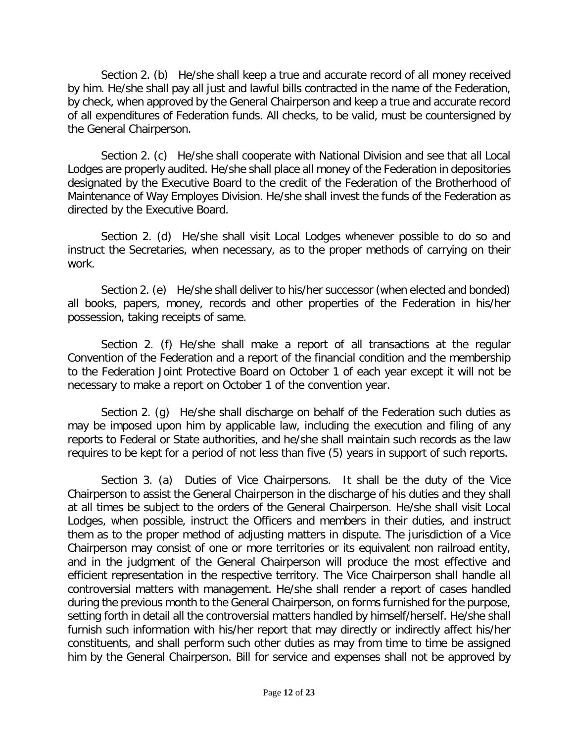Section 2. (b) He/she shall keep a true and accurate record of all money received by him. He/she shall pay all just and lawful bills contracted in the name of the Federation, by check, when approved by the General Chairperson and keep a true and accurate record of all expenditures of Federation funds. All checks, to be valid, must be countersigned by the General Chairperson.

Section 2. (c) He/she shall cooperate with National Division and see that all Local Lodges are properly audited. He/she shall place all money of the Federation in depositories designated by the Executive Board to the credit of the Federation of the Brotherhood of Maintenance of Way Employes Division. He/she shall invest the funds of the Federation as directed by the Executive Board.

Section 2. (d) He/she shall visit Local Lodges whenever possible to do so and instruct the Secretaries, when necessary, as to the proper methods of carrying on their work.

Section 2. (e) He/she shall deliver to his/her successor (when elected and bonded) all books, papers, money, records and other properties of the Federation in his/her possession, taking receipts of same.

Section 2. (f) He/she shall make a report of all transactions at the regular Convention of the Federation and a report of the financial condition and the membership to the Federation Joint Protective Board on October 1 of each year except it will not be necessary to make a report on October 1 of the convention year.

Section 2. (g) He/she shall discharge on behalf of the Federation such duties as may be imposed upon him by applicable law, including the execution and filing of any reports to Federal or State authorities, and he/she shall maintain such records as the law requires to be kept for a period of not less than five (5) years in support of such reports.

Section 3. (a) Duties of Vice Chairpersons. It shall be the duty of the Vice Chairperson to assist the General Chairperson in the discharge of his duties and they shall at all times be subject to the orders of the General Chairperson. He/she shall visit Local Lodges, when possible, instruct the Officers and members in their duties, and instruct them as to the proper method of adjusting matters in dispute. The jurisdiction of a Vice Chairperson may consist of one or more territories or its equivalent non railroad entity, and in the judgment of the General Chairperson will produce the most effective and efficient representation in the respective territory. The Vice Chairperson shall handle all controversial matters with management. He/she shall render a report of cases handled during the previous month to the General Chairperson, on forms furnished for the purpose, setting forth in detail all the controversial matters handled by himself/herself. He/she shall furnish such information with his/her report that may directly or indirectly affect his/her constituents, and shall perform such other duties as may from time to time be assigned him by the General Chairperson. Bill for service and expenses shall not be approved by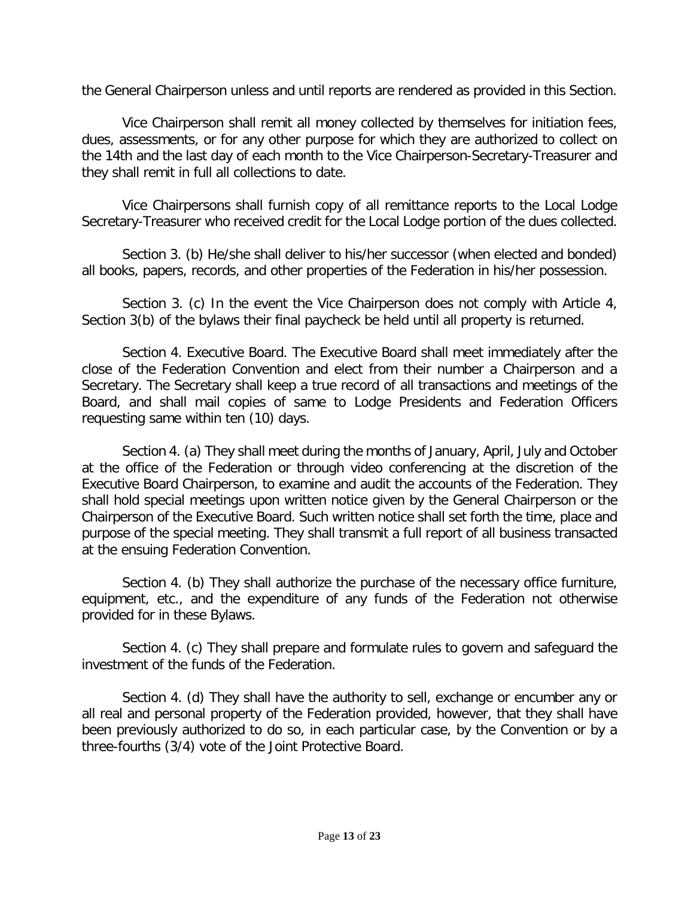the General Chairperson unless and until reports are rendered as provided in this Section.

Vice Chairperson shall remit all money collected by themselves for initiation fees, dues, assessments, or for any other purpose for which they are authorized to collect on the 14th and the last day of each month to the Vice Chairperson-Secretary-Treasurer and they shall remit in full all collections to date.

Vice Chairpersons shall furnish copy of all remittance reports to the Local Lodge Secretary-Treasurer who received credit for the Local Lodge portion of the dues collected.

Section 3. (b) He/she shall deliver to his/her successor (when elected and bonded) all books, papers, records, and other properties of the Federation in his/her possession.

Section 3. (c) In the event the Vice Chairperson does not comply with Article 4, Section 3(b) of the bylaws their final paycheck be held until all property is returned.

Section 4. Executive Board. The Executive Board shall meet immediately after the close of the Federation Convention and elect from their number a Chairperson and a Secretary. The Secretary shall keep a true record of all transactions and meetings of the Board, and shall mail copies of same to Lodge Presidents and Federation Officers requesting same within ten (10) days.

Section 4. (a) They shall meet during the months of January, April, July and October at the office of the Federation or through video conferencing at the discretion of the Executive Board Chairperson, to examine and audit the accounts of the Federation. They shall hold special meetings upon written notice given by the General Chairperson or the Chairperson of the Executive Board. Such written notice shall set forth the time, place and purpose of the special meeting. They shall transmit a full report of all business transacted at the ensuing Federation Convention.

Section 4. (b) They shall authorize the purchase of the necessary office furniture, equipment, etc., and the expenditure of any funds of the Federation not otherwise provided for in these Bylaws.

Section 4. (c) They shall prepare and formulate rules to govern and safeguard the investment of the funds of the Federation.

Section 4. (d) They shall have the authority to sell, exchange or encumber any or all real and personal property of the Federation provided, however, that they shall have been previously authorized to do so, in each particular case, by the Convention or by a three-fourths (3/4) vote of the Joint Protective Board.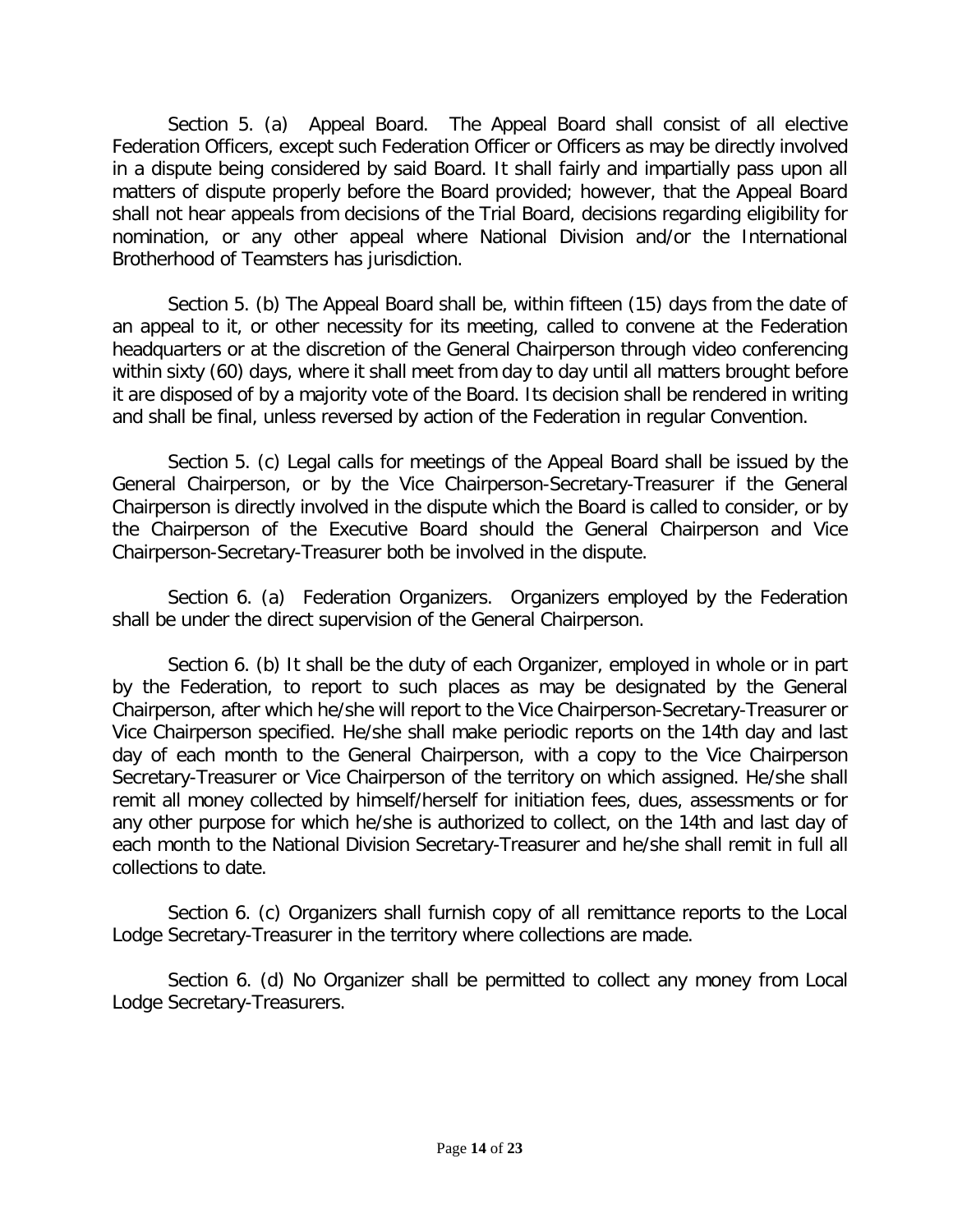Section 5. (a) Appeal Board. The Appeal Board shall consist of all elective Federation Officers, except such Federation Officer or Officers as may be directly involved in a dispute being considered by said Board. It shall fairly and impartially pass upon all matters of dispute properly before the Board provided; however, that the Appeal Board shall not hear appeals from decisions of the Trial Board, decisions regarding eligibility for nomination, or any other appeal where National Division and/or the International Brotherhood of Teamsters has jurisdiction.

Section 5. (b) The Appeal Board shall be, within fifteen (15) days from the date of an appeal to it, or other necessity for its meeting, called to convene at the Federation headquarters or at the discretion of the General Chairperson through video conferencing within sixty (60) days, where it shall meet from day to day until all matters brought before it are disposed of by a majority vote of the Board. Its decision shall be rendered in writing and shall be final, unless reversed by action of the Federation in regular Convention.

Section 5. (c) Legal calls for meetings of the Appeal Board shall be issued by the General Chairperson, or by the Vice Chairperson-Secretary-Treasurer if the General Chairperson is directly involved in the dispute which the Board is called to consider, or by the Chairperson of the Executive Board should the General Chairperson and Vice Chairperson-Secretary-Treasurer both be involved in the dispute.

Section 6. (a) Federation Organizers. Organizers employed by the Federation shall be under the direct supervision of the General Chairperson.

Section 6. (b) It shall be the duty of each Organizer, employed in whole or in part by the Federation, to report to such places as may be designated by the General Chairperson, after which he/she will report to the Vice Chairperson-Secretary-Treasurer or Vice Chairperson specified. He/she shall make periodic reports on the 14th day and last day of each month to the General Chairperson, with a copy to the Vice Chairperson Secretary-Treasurer or Vice Chairperson of the territory on which assigned. He/she shall remit all money collected by himself/herself for initiation fees, dues, assessments or for any other purpose for which he/she is authorized to collect, on the 14th and last day of each month to the National Division Secretary-Treasurer and he/she shall remit in full all collections to date.

Section 6. (c) Organizers shall furnish copy of all remittance reports to the Local Lodge Secretary-Treasurer in the territory where collections are made.

Section 6. (d) No Organizer shall be permitted to collect any money from Local Lodge Secretary-Treasurers.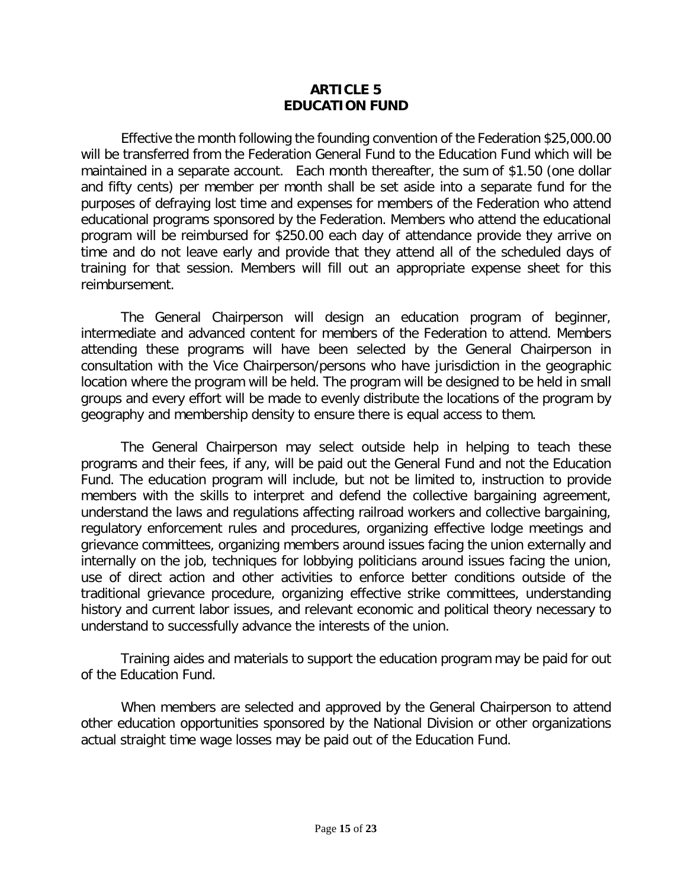# ARTICLE 5
# EDUCATION FUND

Effective the month following the founding convention of the Federation $25,000.00 will be transferred from the Federation General Fund to the Education Fund which will be maintained in a separate account. Each month thereafter, the sum of $1.50 (one dollar and fifty cents) per member per month shall be set aside into a separate fund for the purposes of defraying lost time and expenses for members of the Federation who attend educational programs sponsored by the Federation. Members who attend the educational program will be reimbursed for $250.00 each day of attendance provide they arrive on time and do not leave early and provide that they attend all of the scheduled days of training for that session. Members will fill out an appropriate expense sheet for this reimbursement.

The General Chairperson will design an education program of beginner, intermediate and advanced content for members of the Federation to attend. Members attending these programs will have been selected by the General Chairperson in consultation with the Vice Chairperson/persons who have jurisdiction in the geographic location where the program will be held. The program will be designed to be held in small groups and every effort will be made to evenly distribute the locations of the program by geography and membership density to ensure there is equal access to them.

The General Chairperson may select outside help in helping to teach these programs and their fees, if any, will be paid out the General Fund and not the Education Fund. The education program will include, but not be limited to, instruction to provide members with the skills to interpret and defend the collective bargaining agreement, understand the laws and regulations affecting railroad workers and collective bargaining, regulatory enforcement rules and procedures, organizing effective lodge meetings and grievance committees, organizing members around issues facing the union externally and internally on the job, techniques for lobbying politicians around issues facing the union, use of direct action and other activities to enforce better conditions outside of the traditional grievance procedure, organizing effective strike committees, understanding history and current labor issues, and relevant economic and political theory necessary to understand to successfully advance the interests of the union.

Training aides and materials to support the education program may be paid for out of the Education Fund.

When members are selected and approved by the General Chairperson to attend other education opportunities sponsored by the National Division or other organizations actual straight time wage losses may be paid out of the Education Fund.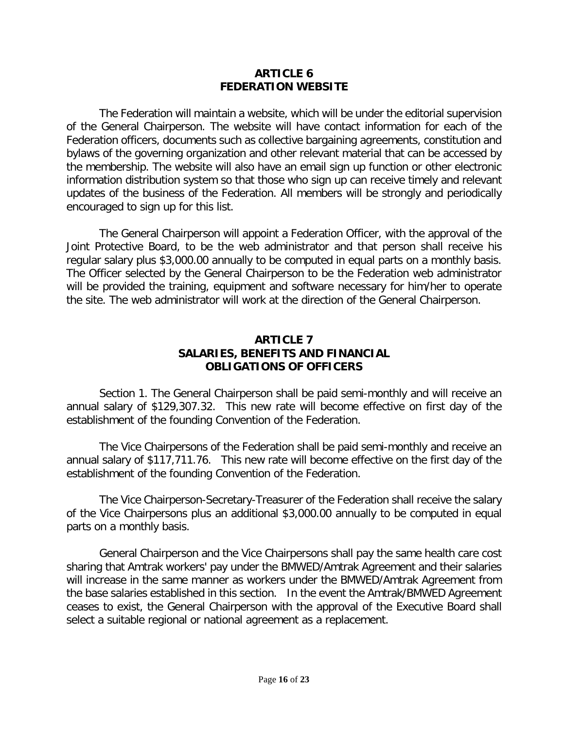## ARTICLE 6
## FEDERATION WEBSITE

The Federation will maintain a website, which will be under the editorial supervision of the General Chairperson. The website will have contact information for each of the Federation officers, documents such as collective bargaining agreements, constitution and bylaws of the governing organization and other relevant material that can be accessed by the membership. The website will also have an email sign up function or other electronic information distribution system so that those who sign up can receive timely and relevant updates of the business of the Federation. All members will be strongly and periodically encouraged to sign up for this list.

The General Chairperson will appoint a Federation Officer, with the approval of the Joint Protective Board, to be the web administrator and that person shall receive his regular salary plus $3,000.00 annually to be computed in equal parts on a monthly basis. The Officer selected by the General Chairperson to be the Federation web administrator will be provided the training, equipment and software necessary for him/her to operate the site. The web administrator will work at the direction of the General Chairperson.

## ARTICLE 7
## SALARIES, BENEFITS AND FINANCIAL OBLIGATIONS OF OFFICERS

Section 1. The General Chairperson shall be paid semi-monthly and will receive an annual salary of $129,307.32. This new rate will become effective on first day of the establishment of the founding Convention of the Federation.

The Vice Chairpersons of the Federation shall be paid semi-monthly and receive an annual salary of $117,711.76. This new rate will become effective on the first day of the establishment of the founding Convention of the Federation.

The Vice Chairperson-Secretary-Treasurer of the Federation shall receive the salary of the Vice Chairpersons plus an additional $3,000.00 annually to be computed in equal parts on a monthly basis.

General Chairperson and the Vice Chairpersons shall pay the same health care cost sharing that Amtrak workers' pay under the BMWED/Amtrak Agreement and their salaries will increase in the same manner as workers under the BMWED/Amtrak Agreement from the base salaries established in this section. In the event the Amtrak/BMWED Agreement ceases to exist, the General Chairperson with the approval of the Executive Board shall select a suitable regional or national agreement as a replacement.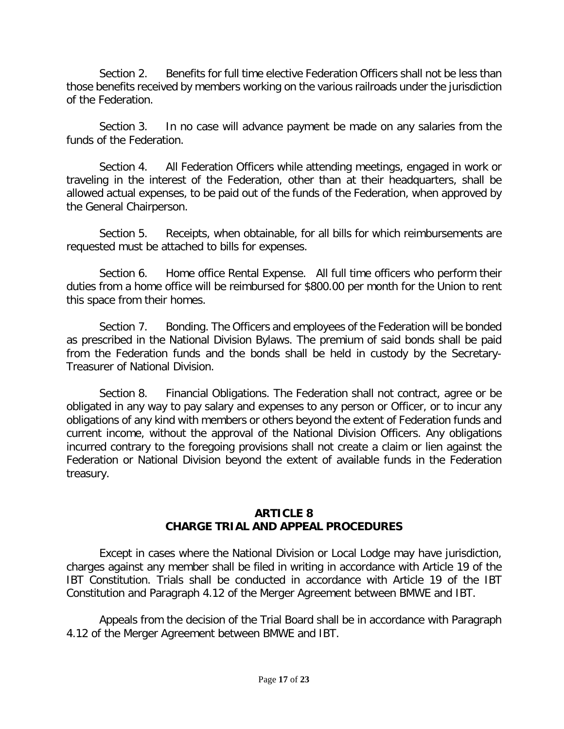Section 2. Benefits for full time elective Federation Officers shall not be less than those benefits received by members working on the various railroads under the jurisdiction of the Federation.

Section 3. In no case will advance payment be made on any salaries from the funds of the Federation.

Section 4. All Federation Officers while attending meetings, engaged in work or traveling in the interest of the Federation, other than at their headquarters, shall be allowed actual expenses, to be paid out of the funds of the Federation, when approved by the General Chairperson.

Section 5. Receipts, when obtainable, for all bills for which reimbursements are requested must be attached to bills for expenses.

Section 6. Home office Rental Expense. All full time officers who perform their duties from a home office will be reimbursed for $800.00 per month for the Union to rent this space from their homes.

Section 7. Bonding. The Officers and employees of the Federation will be bonded as prescribed in the National Division Bylaws. The premium of said bonds shall be paid from the Federation funds and the bonds shall be held in custody by the Secretary-Treasurer of National Division.

Section 8. Financial Obligations. The Federation shall not contract, agree or be obligated in any way to pay salary and expenses to any person or Officer, or to incur any obligations of any kind with members or others beyond the extent of Federation funds and current income, without the approval of the National Division Officers. Any obligations incurred contrary to the foregoing provisions shall not create a claim or lien against the Federation or National Division beyond the extent of available funds in the Federation treasury.

## ARTICLE 8
## CHARGE TRIAL AND APPEAL PROCEDURES

Except in cases where the National Division or Local Lodge may have jurisdiction, charges against any member shall be filed in writing in accordance with Article 19 of the IBT Constitution. Trials shall be conducted in accordance with Article 19 of the IBT Constitution and Paragraph 4.12 of the Merger Agreement between BMWE and IBT.

Appeals from the decision of the Trial Board shall be in accordance with Paragraph 4.12 of the Merger Agreement between BMWE and IBT.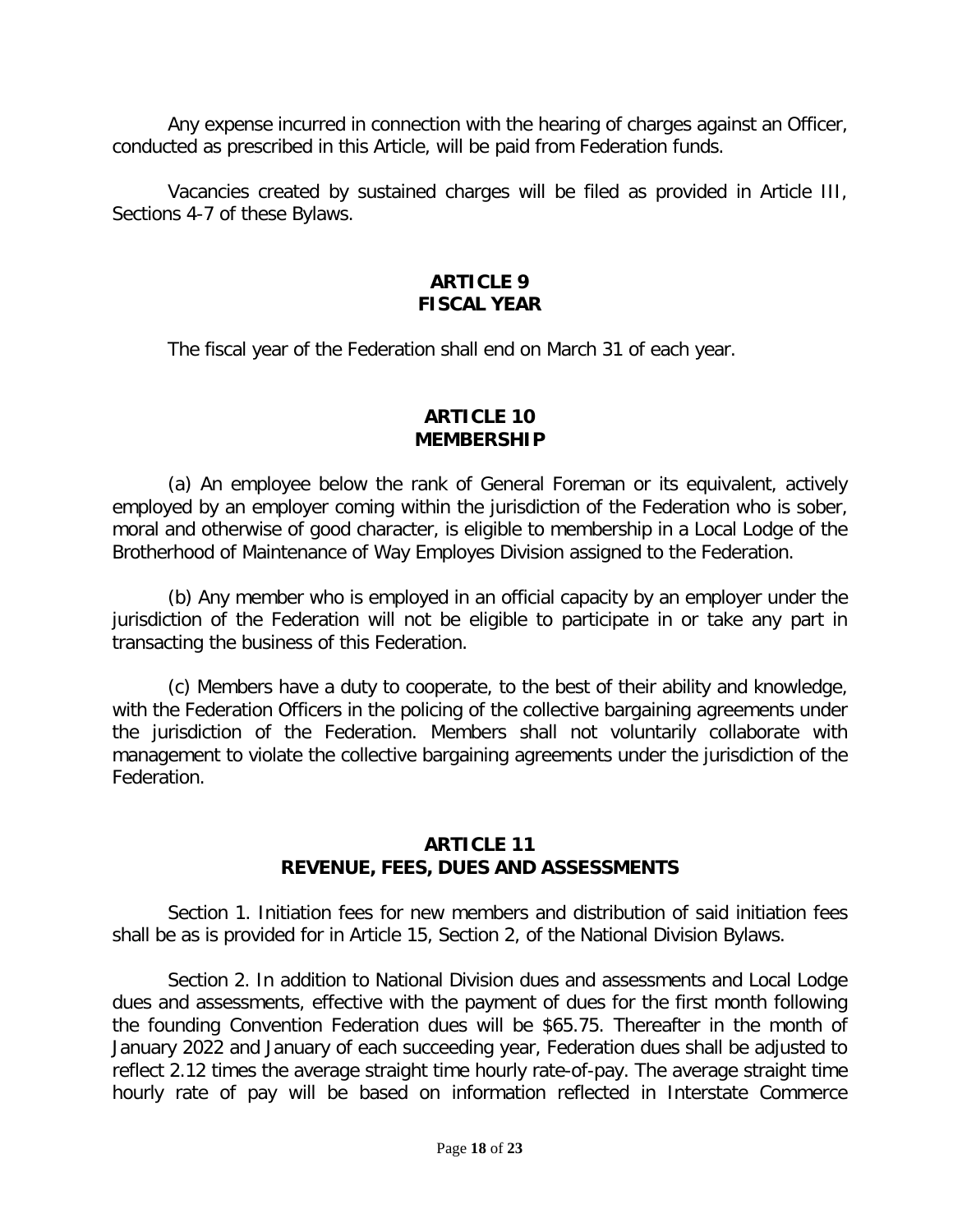Any expense incurred in connection with the hearing of charges against an Officer, conducted as prescribed in this Article, will be paid from Federation funds.

Vacancies created by sustained charges will be filed as provided in Article III, Sections 4-7 of these Bylaws.

## ARTICLE 9
## FISCAL YEAR

The fiscal year of the Federation shall end on March 31 of each year.

## ARTICLE 10
## MEMBERSHIP

(a) An employee below the rank of General Foreman or its equivalent, actively employed by an employer coming within the jurisdiction of the Federation who is sober, moral and otherwise of good character, is eligible to membership in a Local Lodge of the Brotherhood of Maintenance of Way Employes Division assigned to the Federation.

(b) Any member who is employed in an official capacity by an employer under the jurisdiction of the Federation will not be eligible to participate in or take any part in transacting the business of this Federation.

(c) Members have a duty to cooperate, to the best of their ability and knowledge, with the Federation Officers in the policing of the collective bargaining agreements under the jurisdiction of the Federation. Members shall not voluntarily collaborate with management to violate the collective bargaining agreements under the jurisdiction of the Federation.

## ARTICLE 11
## REVENUE, FEES, DUES AND ASSESSMENTS

Section 1. Initiation fees for new members and distribution of said initiation fees shall be as is provided for in Article 15, Section 2, of the National Division Bylaws.

Section 2. In addition to National Division dues and assessments and Local Lodge dues and assessments, effective with the payment of dues for the first month following the founding Convention Federation dues will be $65.75. Thereafter in the month of January 2022 and January of each succeeding year, Federation dues shall be adjusted to reflect 2.12 times the average straight time hourly rate-of-pay. The average straight time hourly rate of pay will be based on information reflected in Interstate Commerce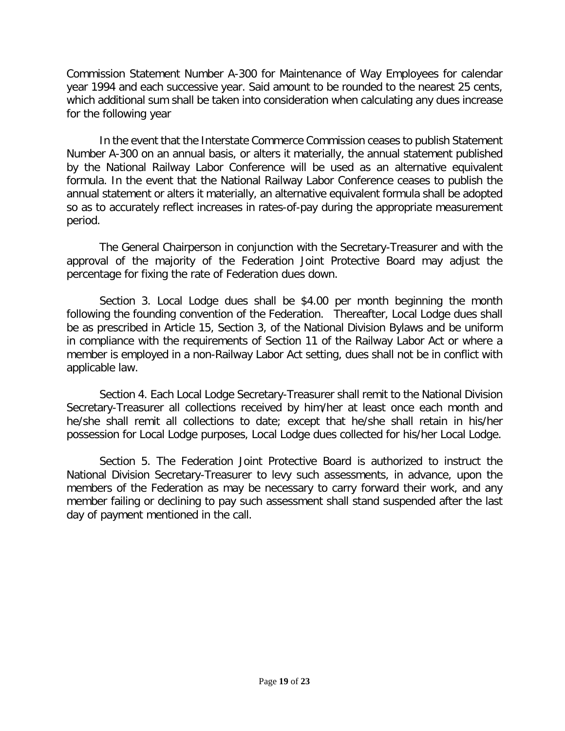Commission Statement Number A-300 for Maintenance of Way Employees for calendar year 1994 and each successive year. Said amount to be rounded to the nearest 25 cents, which additional sum shall be taken into consideration when calculating any dues increase for the following year

In the event that the Interstate Commerce Commission ceases to publish Statement Number A-300 on an annual basis, or alters it materially, the annual statement published by the National Railway Labor Conference will be used as an alternative equivalent formula. In the event that the National Railway Labor Conference ceases to publish the annual statement or alters it materially, an alternative equivalent formula shall be adopted so as to accurately reflect increases in rates-of-pay during the appropriate measurement period.

The General Chairperson in conjunction with the Secretary-Treasurer and with the approval of the majority of the Federation Joint Protective Board may adjust the percentage for fixing the rate of Federation dues down.

Section 3. Local Lodge dues shall be $4.00 per month beginning the month following the founding convention of the Federation. Thereafter, Local Lodge dues shall be as prescribed in Article 15, Section 3, of the National Division Bylaws and be uniform in compliance with the requirements of Section 11 of the Railway Labor Act or where a member is employed in a non-Railway Labor Act setting, dues shall not be in conflict with applicable law.

Section 4. Each Local Lodge Secretary-Treasurer shall remit to the National Division Secretary-Treasurer all collections received by him/her at least once each month and he/she shall remit all collections to date; except that he/she shall retain in his/her possession for Local Lodge purposes, Local Lodge dues collected for his/her Local Lodge.

Section 5. The Federation Joint Protective Board is authorized to instruct the National Division Secretary-Treasurer to levy such assessments, in advance, upon the members of the Federation as may be necessary to carry forward their work, and any member failing or declining to pay such assessment shall stand suspended after the last day of payment mentioned in the call.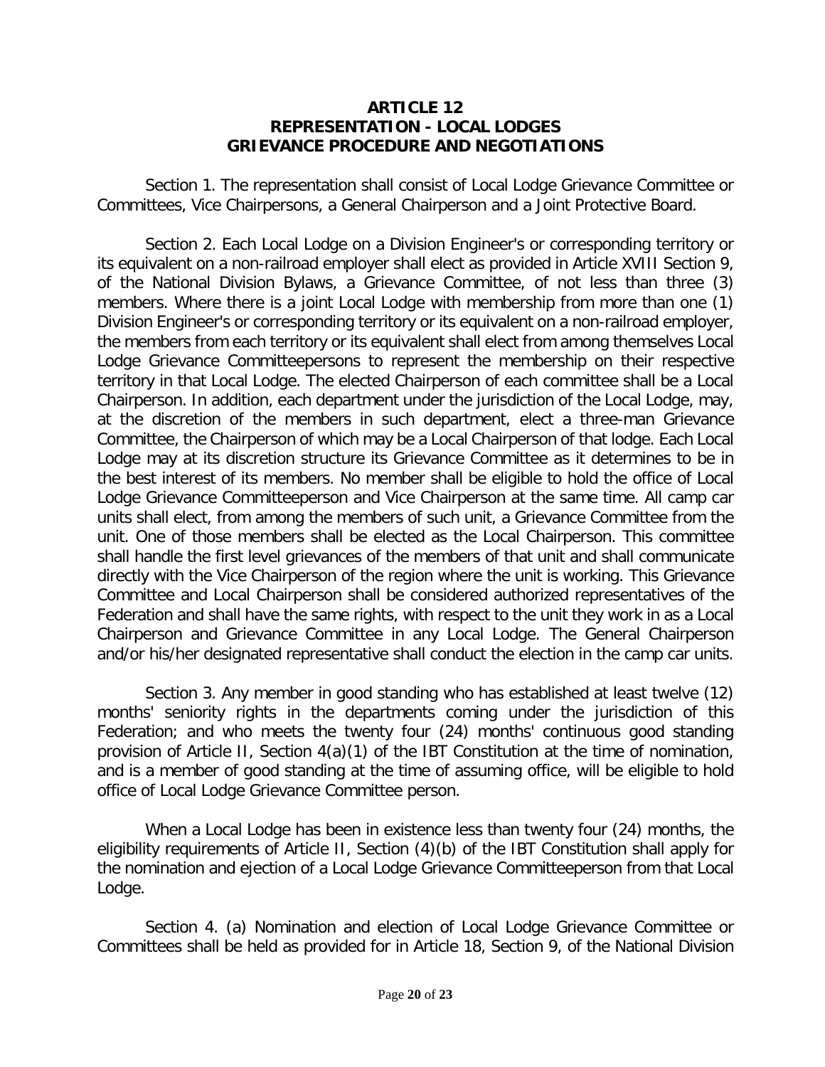# ARTICLE 12
## REPRESENTATION - LOCAL LODGES
## GRIEVANCE PROCEDURE AND NEGOTIATIONS

Section 1. The representation shall consist of Local Lodge Grievance Committee or Committees, Vice Chairpersons, a General Chairperson and a Joint Protective Board.

Section 2. Each Local Lodge on a Division Engineer's or corresponding territory or its equivalent on a non-railroad employer shall elect as provided in Article XVIII Section 9, of the National Division Bylaws, a Grievance Committee, of not less than three (3) members. Where there is a joint Local Lodge with membership from more than one (1) Division Engineer's or corresponding territory or its equivalent on a non-railroad employer, the members from each territory or its equivalent shall elect from among themselves Local Lodge Grievance Committeepersons to represent the membership on their respective territory in that Local Lodge. The elected Chairperson of each committee shall be a Local Chairperson. In addition, each department under the jurisdiction of the Local Lodge, may, at the discretion of the members in such department, elect a three-man Grievance Committee, the Chairperson of which may be a Local Chairperson of that lodge. Each Local Lodge may at its discretion structure its Grievance Committee as it determines to be in the best interest of its members. No member shall be eligible to hold the office of Local Lodge Grievance Committeeperson and Vice Chairperson at the same time. All camp car units shall elect, from among the members of such unit, a Grievance Committee from the unit. One of those members shall be elected as the Local Chairperson. This committee shall handle the first level grievances of the members of that unit and shall communicate directly with the Vice Chairperson of the region where the unit is working. This Grievance Committee and Local Chairperson shall be considered authorized representatives of the Federation and shall have the same rights, with respect to the unit they work in as a Local Chairperson and Grievance Committee in any Local Lodge. The General Chairperson and/or his/her designated representative shall conduct the election in the camp car units.

Section 3. Any member in good standing who has established at least twelve (12) months' seniority rights in the departments coming under the jurisdiction of this Federation; and who meets the twenty four (24) months' continuous good standing provision of Article II, Section 4(a)(1) of the IBT Constitution at the time of nomination, and is a member of good standing at the time of assuming office, will be eligible to hold office of Local Lodge Grievance Committee person.

When a Local Lodge has been in existence less than twenty four (24) months, the eligibility requirements of Article II, Section (4)(b) of the IBT Constitution shall apply for the nomination and ejection of a Local Lodge Grievance Committeeperson from that Local Lodge.

Section 4. (a) Nomination and election of Local Lodge Grievance Committee or Committees shall be held as provided for in Article 18, Section 9, of the National Division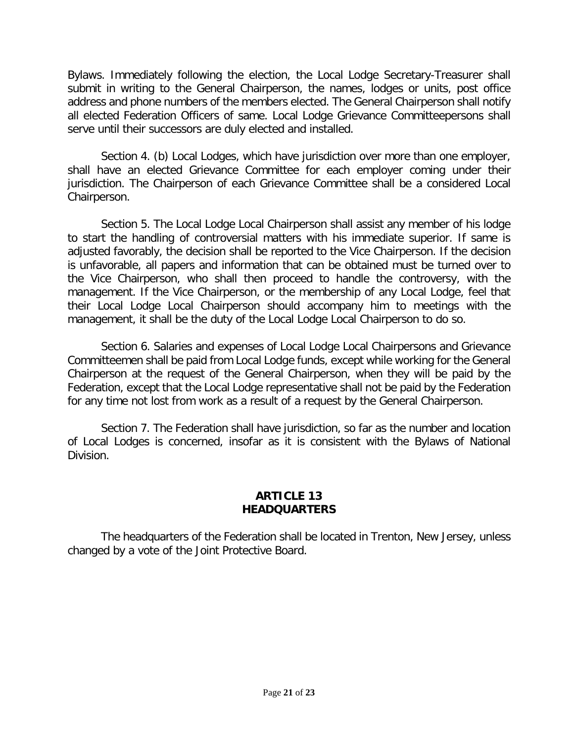Bylaws. Immediately following the election, the Local Lodge Secretary-Treasurer shall submit in writing to the General Chairperson, the names, lodges or units, post office address and phone numbers of the members elected. The General Chairperson shall notify all elected Federation Officers of same. Local Lodge Grievance Committeepersons shall serve until their successors are duly elected and installed.

Section 4. (b) Local Lodges, which have jurisdiction over more than one employer, shall have an elected Grievance Committee for each employer coming under their jurisdiction. The Chairperson of each Grievance Committee shall be a considered Local Chairperson.

Section 5. The Local Lodge Local Chairperson shall assist any member of his lodge to start the handling of controversial matters with his immediate superior. If same is adjusted favorably, the decision shall be reported to the Vice Chairperson. If the decision is unfavorable, all papers and information that can be obtained must be turned over to the Vice Chairperson, who shall then proceed to handle the controversy, with the management. If the Vice Chairperson, or the membership of any Local Lodge, feel that their Local Lodge Local Chairperson should accompany him to meetings with the management, it shall be the duty of the Local Lodge Local Chairperson to do so.

Section 6. Salaries and expenses of Local Lodge Local Chairpersons and Grievance Committeemen shall be paid from Local Lodge funds, except while working for the General Chairperson at the request of the General Chairperson, when they will be paid by the Federation, except that the Local Lodge representative shall not be paid by the Federation for any time not lost from work as a result of a request by the General Chairperson.

Section 7. The Federation shall have jurisdiction, so far as the number and location of Local Lodges is concerned, insofar as it is consistent with the Bylaws of National Division.

## ARTICLE 13
## HEADQUARTERS

The headquarters of the Federation shall be located in Trenton, New Jersey, unless changed by a vote of the Joint Protective Board.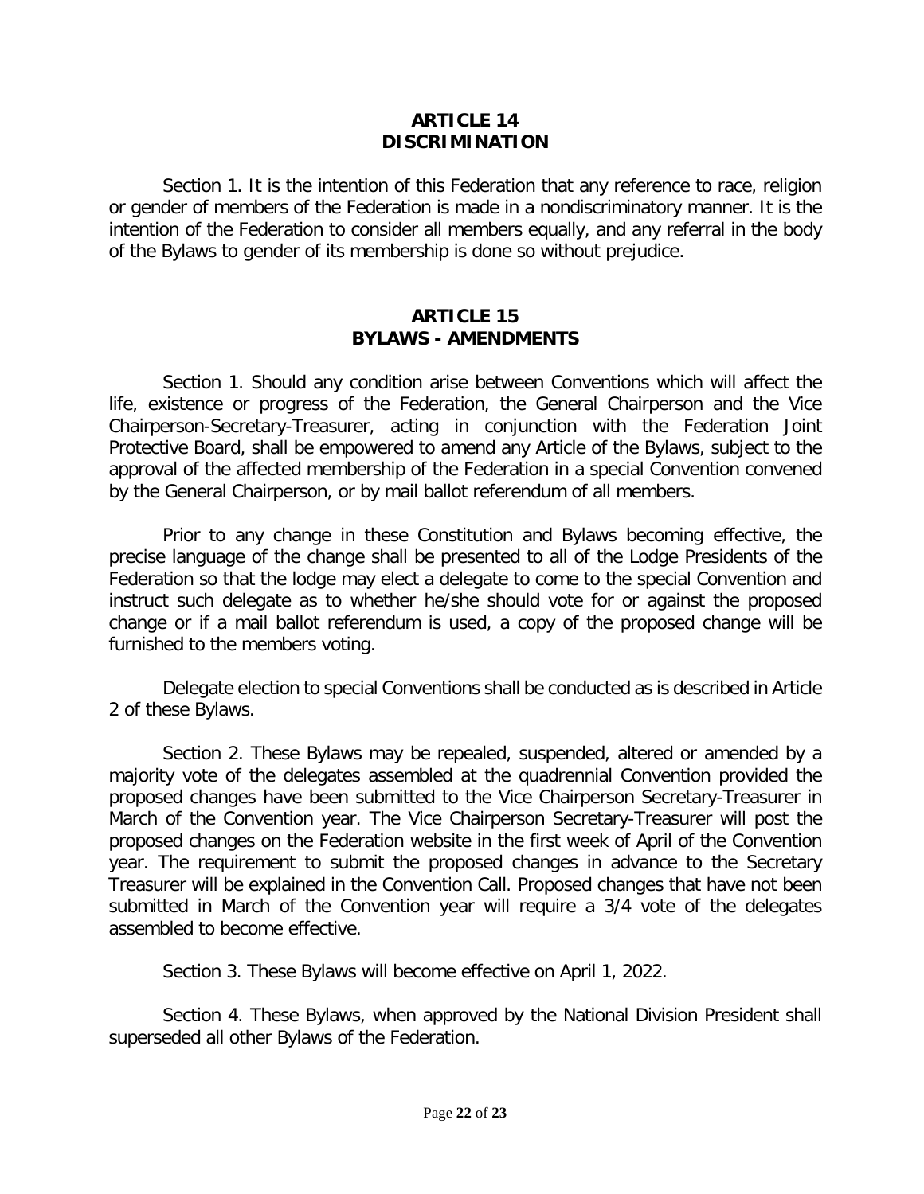## ARTICLE 14
## DISCRIMINATION

Section 1. It is the intention of this Federation that any reference to race, religion or gender of members of the Federation is made in a nondiscriminatory manner. It is the intention of the Federation to consider all members equally, and any referral in the body of the Bylaws to gender of its membership is done so without prejudice.

## ARTICLE 15
## BYLAWS - AMENDMENTS

Section 1. Should any condition arise between Conventions which will affect the life, existence or progress of the Federation, the General Chairperson and the Vice Chairperson-Secretary-Treasurer, acting in conjunction with the Federation Joint Protective Board, shall be empowered to amend any Article of the Bylaws, subject to the approval of the affected membership of the Federation in a special Convention convened by the General Chairperson, or by mail ballot referendum of all members.

Prior to any change in these Constitution and Bylaws becoming effective, the precise language of the change shall be presented to all of the Lodge Presidents of the Federation so that the lodge may elect a delegate to come to the special Convention and instruct such delegate as to whether he/she should vote for or against the proposed change or if a mail ballot referendum is used, a copy of the proposed change will be furnished to the members voting.

Delegate election to special Conventions shall be conducted as is described in Article 2 of these Bylaws.

Section 2. These Bylaws may be repealed, suspended, altered or amended by a majority vote of the delegates assembled at the quadrennial Convention provided the proposed changes have been submitted to the Vice Chairperson Secretary-Treasurer in March of the Convention year. The Vice Chairperson Secretary-Treasurer will post the proposed changes on the Federation website in the first week of April of the Convention year. The requirement to submit the proposed changes in advance to the Secretary Treasurer will be explained in the Convention Call. Proposed changes that have not been submitted in March of the Convention year will require a 3/4 vote of the delegates assembled to become effective.

Section 3. These Bylaws will become effective on April 1, 2022.

Section 4. These Bylaws, when approved by the National Division President shall superseded all other Bylaws of the Federation.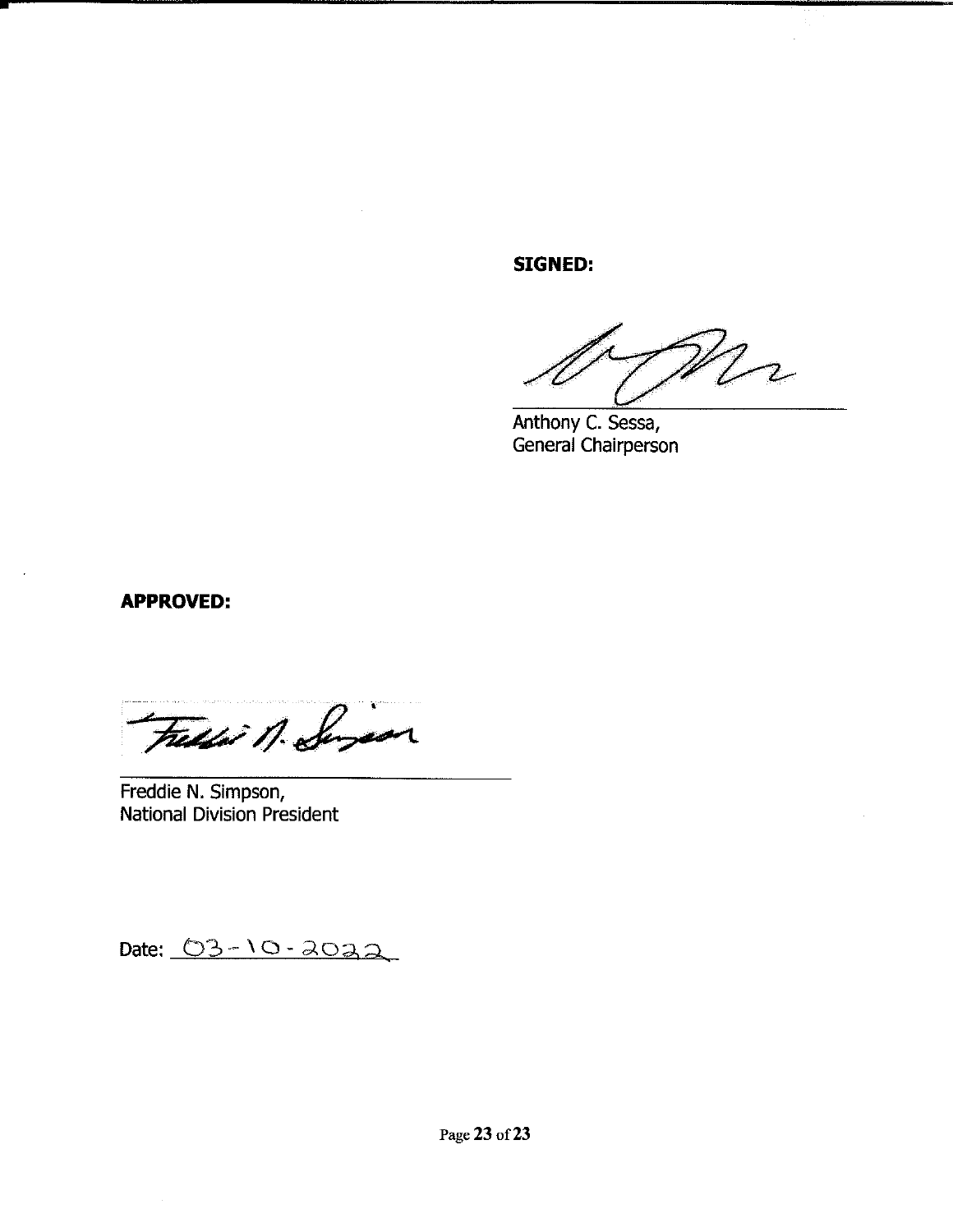**SIGNED:**

Anthony C. Sessa,
General Chairperson

**APPROVED:**

Freddie N. Simpson,
National Division President

Date: 03-10-2022